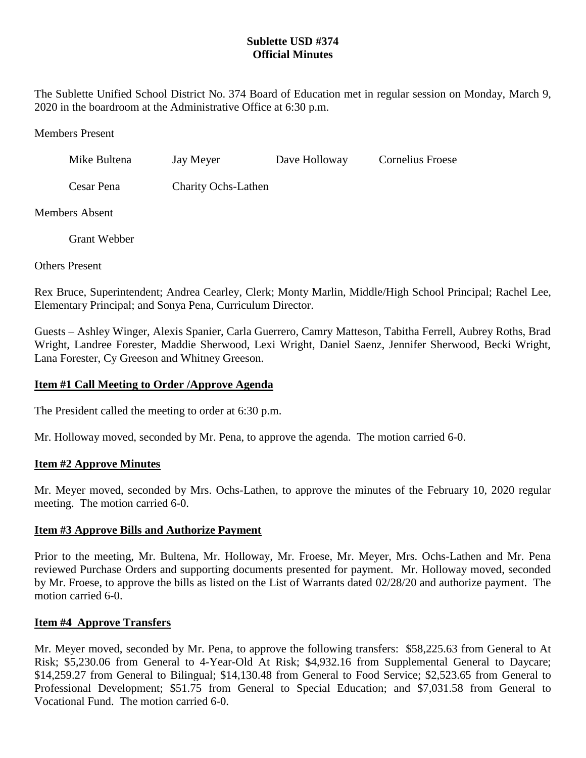# Sublette USD #374
## Official Minutes

The Sublette Unified School District No. 374 Board of Education met in regular session on Monday, March 9, 2020 in the boardroom at the Administrative Office at 6:30 p.m.

Members Present

| | | | |
|---|---|---|---|
| Mike Bultena | Jay Meyer | Dave Holloway | Cornelius Froese |
| Cesar Pena | Charity Ochs-Lathen | | |

Members Absent

Grant Webber

Others Present

Rex Bruce, Superintendent; Andrea Cearley, Clerk; Monty Marlin, Middle/High School Principal; Rachel Lee, Elementary Principal; and Sonya Pena, Curriculum Director.

Guests – Ashley Winger, Alexis Spanier, Carla Guerrero, Camry Matteson, Tabitha Ferrell, Aubrey Roths, Brad Wright, Landree Forester, Maddie Sherwood, Lexi Wright, Daniel Saenz, Jennifer Sherwood, Becki Wright, Lana Forester, Cy Greeson and Whitney Greeson.

### Item #1 Call Meeting to Order /Approve Agenda

The President called the meeting to order at 6:30 p.m.

Mr. Holloway moved, seconded by Mr. Pena, to approve the agenda. The motion carried 6-0.

### Item #2 Approve Minutes

Mr. Meyer moved, seconded by Mrs. Ochs-Lathen, to approve the minutes of the February 10, 2020 regular meeting. The motion carried 6-0.

### Item #3 Approve Bills and Authorize Payment

Prior to the meeting, Mr. Bultena, Mr. Holloway, Mr. Froese, Mr. Meyer, Mrs. Ochs-Lathen and Mr. Pena reviewed Purchase Orders and supporting documents presented for payment. Mr. Holloway moved, seconded by Mr. Froese, to approve the bills as listed on the List of Warrants dated 02/28/20 and authorize payment. The motion carried 6-0.

### Item #4 Approve Transfers

Mr. Meyer moved, seconded by Mr. Pena, to approve the following transfers: $58,225.63 from General to At Risk; $5,230.06 from General to 4-Year-Old At Risk; $4,932.16 from Supplemental General to Daycare; $14,259.27 from General to Bilingual; $14,130.48 from General to Food Service; $2,523.65 from General to Professional Development; $51.75 from General to Special Education; and $7,031.58 from General to Vocational Fund. The motion carried 6-0.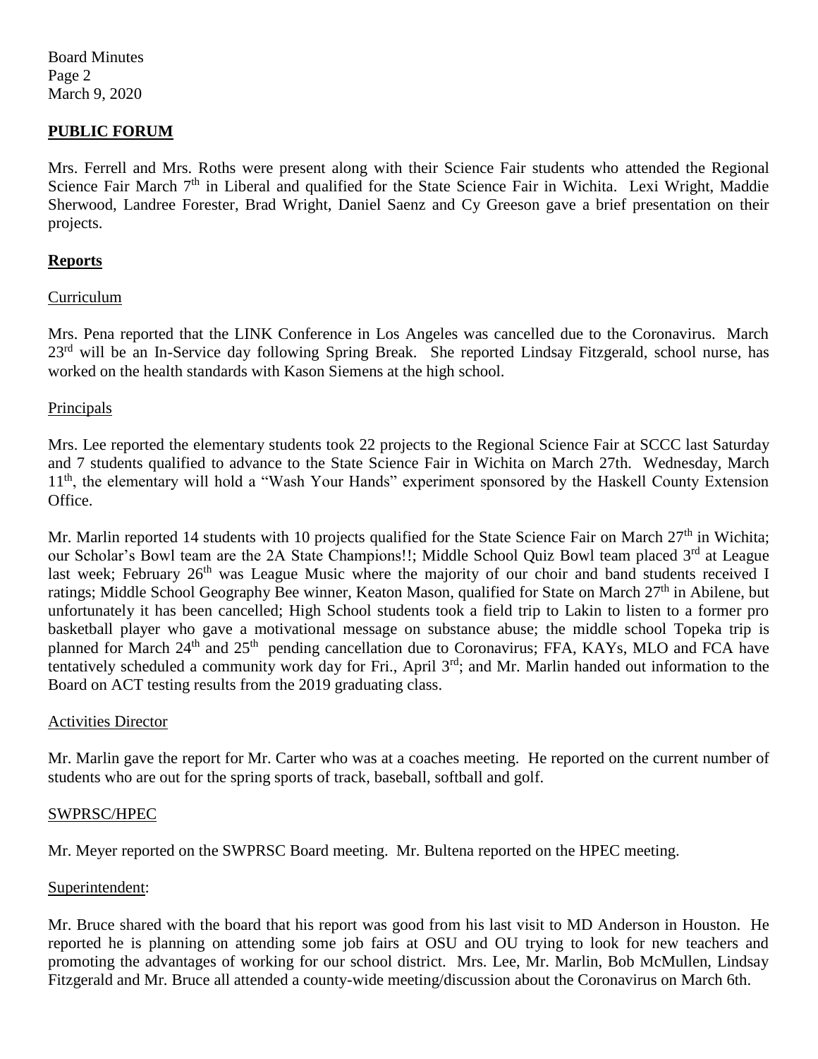## PUBLIC FORUM

Mrs. Ferrell and Mrs. Roths were present along with their Science Fair students who attended the Regional Science Fair March 7th in Liberal and qualified for the State Science Fair in Wichita. Lexi Wright, Maddie Sherwood, Landree Forester, Brad Wright, Daniel Saenz and Cy Greeson gave a brief presentation on their projects.

## Reports

### Curriculum

Mrs. Pena reported that the LINK Conference in Los Angeles was cancelled due to the Coronavirus. March 23rd will be an In-Service day following Spring Break. She reported Lindsay Fitzgerald, school nurse, has worked on the health standards with Kason Siemens at the high school.

### Principals

Mrs. Lee reported the elementary students took 22 projects to the Regional Science Fair at SCCC last Saturday and 7 students qualified to advance to the State Science Fair in Wichita on March 27th. Wednesday, March 11th, the elementary will hold a "Wash Your Hands" experiment sponsored by the Haskell County Extension Office.

Mr. Marlin reported 14 students with 10 projects qualified for the State Science Fair on March 27th in Wichita; our Scholar's Bowl team are the 2A State Champions!!; Middle School Quiz Bowl team placed 3rd at League last week; February 26th was League Music where the majority of our choir and band students received I ratings; Middle School Geography Bee winner, Keaton Mason, qualified for State on March 27th in Abilene, but unfortunately it has been cancelled; High School students took a field trip to Lakin to listen to a former pro basketball player who gave a motivational message on substance abuse; the middle school Topeka trip is planned for March 24th and 25th pending cancellation due to Coronavirus; FFA, KAYs, MLO and FCA have tentatively scheduled a community work day for Fri., April 3rd; and Mr. Marlin handed out information to the Board on ACT testing results from the 2019 graduating class.

### Activities Director

Mr. Marlin gave the report for Mr. Carter who was at a coaches meeting. He reported on the current number of students who are out for the spring sports of track, baseball, softball and golf.

### SWPRSC/HPEC

Mr. Meyer reported on the SWPRSC Board meeting. Mr. Bultena reported on the HPEC meeting.

### Superintendent:

Mr. Bruce shared with the board that his report was good from his last visit to MD Anderson in Houston. He reported he is planning on attending some job fairs at OSU and OU trying to look for new teachers and promoting the advantages of working for our school district. Mrs. Lee, Mr. Marlin, Bob McMullen, Lindsay Fitzgerald and Mr. Bruce all attended a county-wide meeting/discussion about the Coronavirus on March 6th.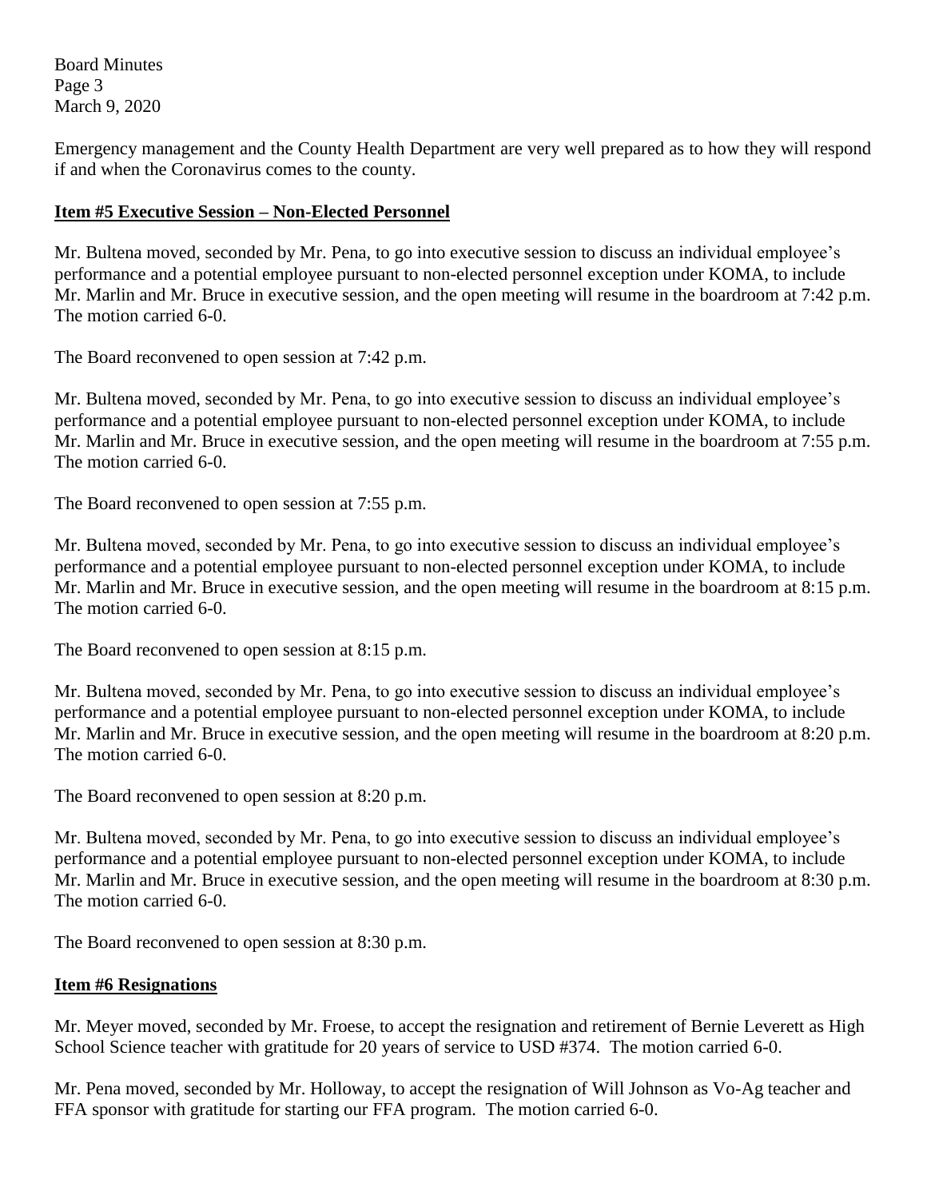Emergency management and the County Health Department are very well prepared as to how they will respond if and when the Coronavirus comes to the county.

**Item #5 Executive Session – Non-Elected Personnel**

Mr. Bultena moved, seconded by Mr. Pena, to go into executive session to discuss an individual employee's performance and a potential employee pursuant to non-elected personnel exception under KOMA, to include Mr. Marlin and Mr. Bruce in executive session, and the open meeting will resume in the boardroom at 7:42 p.m. The motion carried 6-0.

The Board reconvened to open session at 7:42 p.m.

Mr. Bultena moved, seconded by Mr. Pena, to go into executive session to discuss an individual employee's performance and a potential employee pursuant to non-elected personnel exception under KOMA, to include Mr. Marlin and Mr. Bruce in executive session, and the open meeting will resume in the boardroom at 7:55 p.m. The motion carried 6-0.

The Board reconvened to open session at 7:55 p.m.

Mr. Bultena moved, seconded by Mr. Pena, to go into executive session to discuss an individual employee's performance and a potential employee pursuant to non-elected personnel exception under KOMA, to include Mr. Marlin and Mr. Bruce in executive session, and the open meeting will resume in the boardroom at 8:15 p.m. The motion carried 6-0.

The Board reconvened to open session at 8:15 p.m.

Mr. Bultena moved, seconded by Mr. Pena, to go into executive session to discuss an individual employee's performance and a potential employee pursuant to non-elected personnel exception under KOMA, to include Mr. Marlin and Mr. Bruce in executive session, and the open meeting will resume in the boardroom at 8:20 p.m. The motion carried 6-0.

The Board reconvened to open session at 8:20 p.m.

Mr. Bultena moved, seconded by Mr. Pena, to go into executive session to discuss an individual employee's performance and a potential employee pursuant to non-elected personnel exception under KOMA, to include Mr. Marlin and Mr. Bruce in executive session, and the open meeting will resume in the boardroom at 8:30 p.m. The motion carried 6-0.

The Board reconvened to open session at 8:30 p.m.

**Item #6 Resignations**

Mr. Meyer moved, seconded by Mr. Froese, to accept the resignation and retirement of Bernie Leverett as High School Science teacher with gratitude for 20 years of service to USD #374. The motion carried 6-0.

Mr. Pena moved, seconded by Mr. Holloway, to accept the resignation of Will Johnson as Vo-Ag teacher and FFA sponsor with gratitude for starting our FFA program. The motion carried 6-0.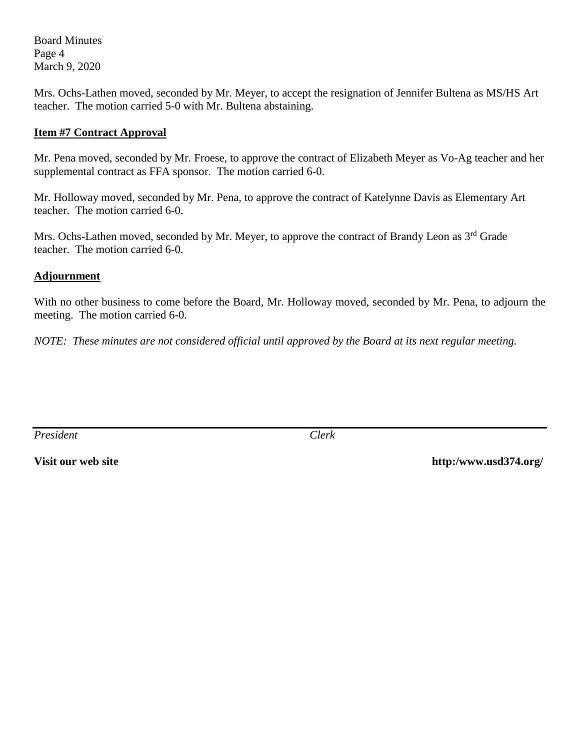Mrs. Ochs-Lathen moved, seconded by Mr. Meyer, to accept the resignation of Jennifer Bultena as MS/HS Art teacher. The motion carried 5-0 with Mr. Bultena abstaining.

**Item #7 Contract Approval**

Mr. Pena moved, seconded by Mr. Froese, to approve the contract of Elizabeth Meyer as Vo-Ag teacher and her supplemental contract as FFA sponsor. The motion carried 6-0.

Mr. Holloway moved, seconded by Mr. Pena, to approve the contract of Katelynne Davis as Elementary Art teacher. The motion carried 6-0.

Mrs. Ochs-Lathen moved, seconded by Mr. Meyer, to approve the contract of Brandy Leon as 3rd Grade teacher. The motion carried 6-0.

**Adjournment**

With no other business to come before the Board, Mr. Holloway moved, seconded by Mr. Pena, to adjourn the meeting. The motion carried 6-0.

*NOTE: These minutes are not considered official until approved by the Board at its next regular meeting.*

*President* *Clerk*

**Visit our web site** **http:/www.usd374.org/**